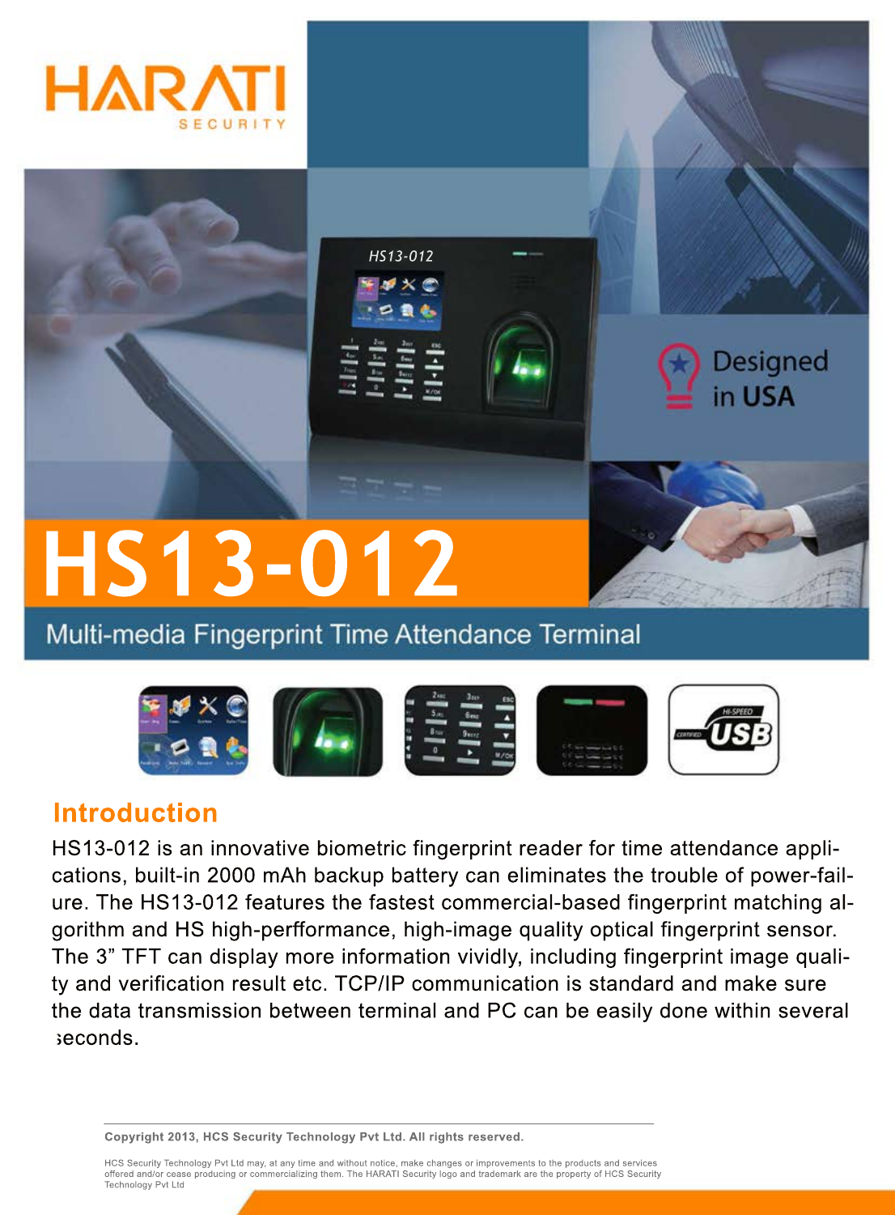HARATI SECURITY

Designed in USA

# HS13-012

## Multi-media Fingerprint Time Attendance Terminal

## Introduction

HS13-012 is an innovative biometric fingerprint reader for time attendance applications, built-in 2000 mAh backup battery can eliminates the trouble of power-failure. The HS13-012 features the fastest commercial-based fingerprint matching algorithm and HS high-perfformance, high-image quality optical fingerprint sensor. The 3" TFT can display more information vividly, including fingerprint image quality and verification result etc. TCP/IP communication is standard and make sure the data transmission between terminal and PC can be easily done within several seconds.

**Copyright 2013, HCS Security Technology Pvt Ltd. All rights reserved.**

HCS Security Technology Pvt Ltd may, at any time and without notice, make changes or improvements to the products and services offered and/or cease producing or commercializing them. The HARATI Security logo and trademark are the property of HCS Security Technology Pvt Ltd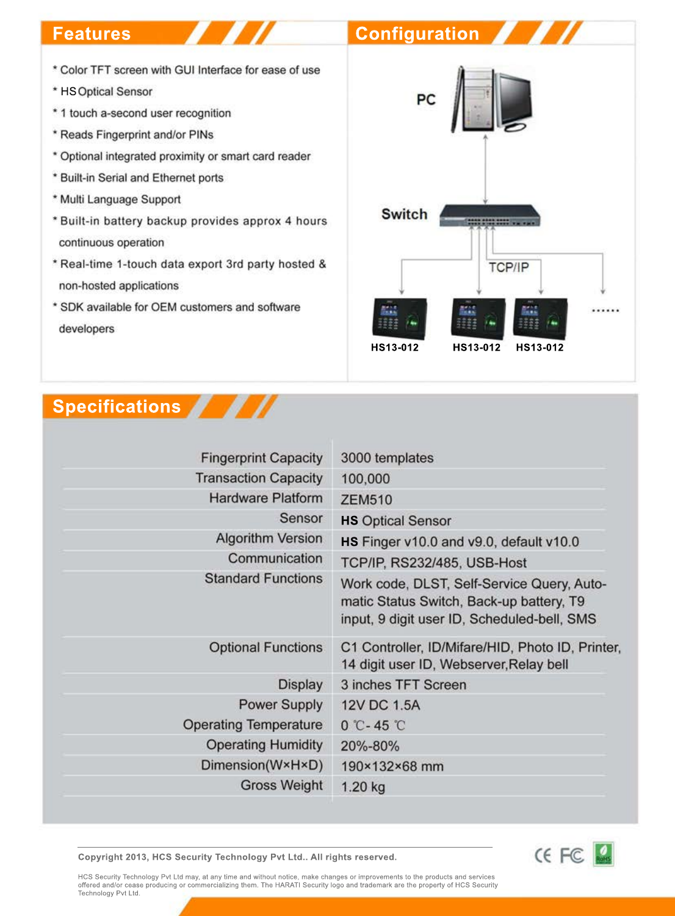## Features

* Color TFT screen with GUI Interface for ease of use
* HS Optical Sensor
* 1 touch a-second user recognition
* Reads Fingerprint and/or PINs
* Optional integrated proximity or smart card reader
* Built-in Serial and Ethernet ports
* Multi Language Support
* Built-in battery backup provides approx 4 hours continuous operation
* Real-time 1-touch data export 3rd party hosted & non-hosted applications
* SDK available for OEM customers and software developers

## Configuration

PC

Switch

TCP/IP

HS13-012

HS13-012

HS13-012

......

## Specifications

| | |
|---|---|
| Fingerprint Capacity | 3000 templates |
| Transaction Capacity | 100,000 |
| Hardware Platform | ZEM510 |
| Sensor | **HS** Optical Sensor |
| Algorithm Version | **HS** Finger v10.0 and v9.0, default v10.0 |
| Communication | TCP/IP, RS232/485, USB-Host |
| Standard Functions | Work code, DLST, Self-Service Query, Automatic Status Switch, Back-up battery, T9 input, 9 digit user ID, Scheduled-bell, SMS |
| Optional Functions | C1 Controller, ID/Mifare/HID, Photo ID, Printer, 14 digit user ID, Webserver,Relay bell |
| Display | 3 inches TFT Screen |
| Power Supply | 12V DC 1.5A |
| Operating Temperature | 0 ℃- 45 ℃ |
| Operating Humidity | 20%-80% |
| Dimension(W×H×D) | 190×132×68 mm |
| Gross Weight | 1.20 kg |

**Copyright 2013, HCS Security Technology Pvt Ltd.. All rights reserved.**

HCS Security Technology Pvt Ltd may, at any time and without notice, make changes or improvements to the products and services offered and/or cease producing or commercializing them. The HARATI Security logo and trademark are the property of HCS Security Technology Pvt Ltd.